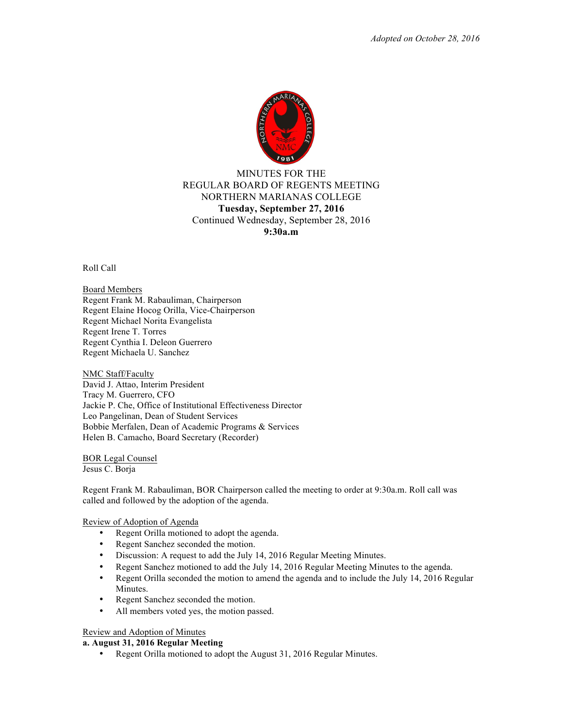*Adopted on October 28, 2016*

MINUTES FOR THE
REGULAR BOARD OF REGENTS MEETING
NORTHERN MARIANAS COLLEGE
**Tuesday, September 27, 2016**
Continued Wednesday, September 28, 2016
**9:30a.m**

Roll Call

Board Members
Regent Frank M. Rabauliman, Chairperson
Regent Elaine Hocog Orilla, Vice-Chairperson
Regent Michael Norita Evangelista
Regent Irene T. Torres
Regent Cynthia I. Deleon Guerrero
Regent Michaela U. Sanchez

NMC Staff/Faculty
David J. Attao, Interim President
Tracy M. Guerrero, CFO
Jackie P. Che, Office of Institutional Effectiveness Director
Leo Pangelinan, Dean of Student Services
Bobbie Merfalen, Dean of Academic Programs & Services
Helen B. Camacho, Board Secretary (Recorder)

BOR Legal Counsel
Jesus C. Borja

Regent Frank M. Rabauliman, BOR Chairperson called the meeting to order at 9:30a.m. Roll call was called and followed by the adoption of the agenda.

Review of Adoption of Agenda

- Regent Orilla motioned to adopt the agenda.
- Regent Sanchez seconded the motion.
- Discussion: A request to add the July 14, 2016 Regular Meeting Minutes.
- Regent Sanchez motioned to add the July 14, 2016 Regular Meeting Minutes to the agenda.
- Regent Orilla seconded the motion to amend the agenda and to include the July 14, 2016 Regular Minutes.
- Regent Sanchez seconded the motion.
- All members voted yes, the motion passed.

Review and Adoption of Minutes

**a. August 31, 2016 Regular Meeting**

- Regent Orilla motioned to adopt the August 31, 2016 Regular Minutes.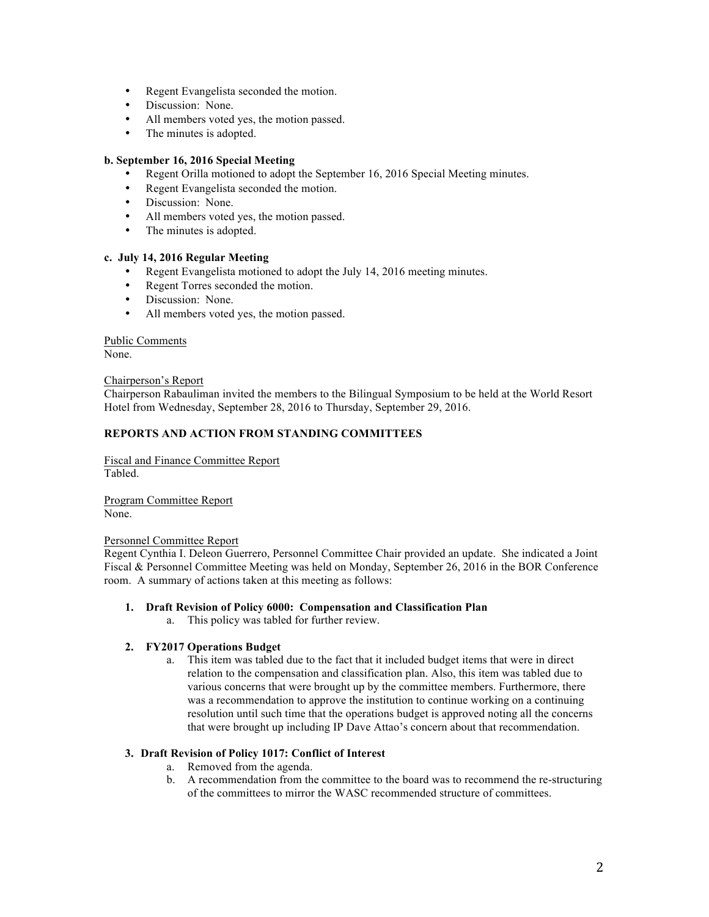- Regent Evangelista seconded the motion.
- Discussion: None.
- All members voted yes, the motion passed.
- The minutes is adopted.

**b. September 16, 2016 Special Meeting**

- Regent Orilla motioned to adopt the September 16, 2016 Special Meeting minutes.
- Regent Evangelista seconded the motion.
- Discussion: None.
- All members voted yes, the motion passed.
- The minutes is adopted.

**c. July 14, 2016 Regular Meeting**

- Regent Evangelista motioned to adopt the July 14, 2016 meeting minutes.
- Regent Torres seconded the motion.
- Discussion: None.
- All members voted yes, the motion passed.

Public Comments
None.

Chairperson's Report
Chairperson Rabauliman invited the members to the Bilingual Symposium to be held at the World Resort Hotel from Wednesday, September 28, 2016 to Thursday, September 29, 2016.

**REPORTS AND ACTION FROM STANDING COMMITTEES**

Fiscal and Finance Committee Report
Tabled.

Program Committee Report
None.

Personnel Committee Report
Regent Cynthia I. Deleon Guerrero, Personnel Committee Chair provided an update. She indicated a Joint Fiscal & Personnel Committee Meeting was held on Monday, September 26, 2016 in the BOR Conference room. A summary of actions taken at this meeting as follows:

1. **Draft Revision of Policy 6000: Compensation and Classification Plan**
   a. This policy was tabled for further review.

2. **FY2017 Operations Budget**
   a. This item was tabled due to the fact that it included budget items that were in direct relation to the compensation and classification plan. Also, this item was tabled due to various concerns that were brought up by the committee members. Furthermore, there was a recommendation to approve the institution to continue working on a continuing resolution until such time that the operations budget is approved noting all the concerns that were brought up including IP Dave Attao's concern about that recommendation.

3. **Draft Revision of Policy 1017: Conflict of Interest**
   a. Removed from the agenda.
   b. A recommendation from the committee to the board was to recommend the re-structuring of the committees to mirror the WASC recommended structure of committees.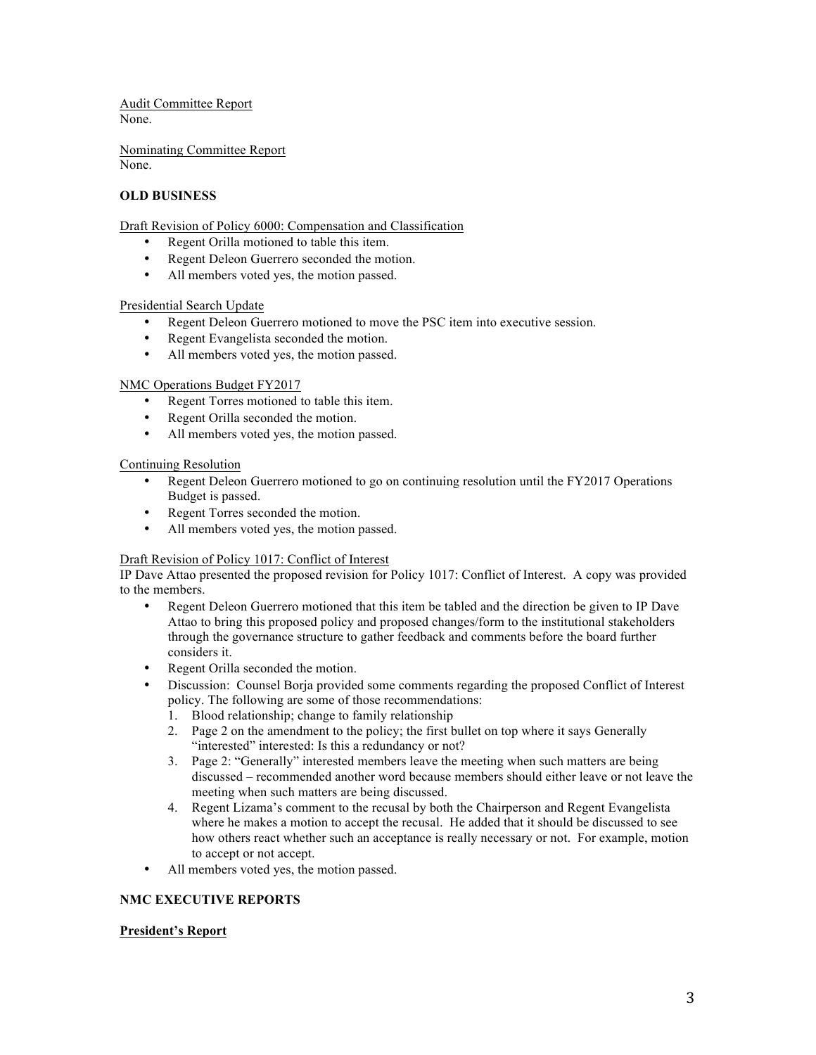Audit Committee Report
None.

Nominating Committee Report
None.

**OLD BUSINESS**

Draft Revision of Policy 6000: Compensation and Classification

- Regent Orilla motioned to table this item.
- Regent Deleon Guerrero seconded the motion.
- All members voted yes, the motion passed.

Presidential Search Update

- Regent Deleon Guerrero motioned to move the PSC item into executive session.
- Regent Evangelista seconded the motion.
- All members voted yes, the motion passed.

NMC Operations Budget FY2017

- Regent Torres motioned to table this item.
- Regent Orilla seconded the motion.
- All members voted yes, the motion passed.

Continuing Resolution

- Regent Deleon Guerrero motioned to go on continuing resolution until the FY2017 Operations Budget is passed.
- Regent Torres seconded the motion.
- All members voted yes, the motion passed.

Draft Revision of Policy 1017: Conflict of Interest
IP Dave Attao presented the proposed revision for Policy 1017: Conflict of Interest. A copy was provided to the members.

- Regent Deleon Guerrero motioned that this item be tabled and the direction be given to IP Dave Attao to bring this proposed policy and proposed changes/form to the institutional stakeholders through the governance structure to gather feedback and comments before the board further considers it.
- Regent Orilla seconded the motion.
- Discussion: Counsel Borja provided some comments regarding the proposed Conflict of Interest policy. The following are some of those recommendations:
    1. Blood relationship; change to family relationship
    2. Page 2 on the amendment to the policy; the first bullet on top where it says Generally "interested" interested: Is this a redundancy or not?
    3. Page 2: "Generally" interested members leave the meeting when such matters are being discussed – recommended another word because members should either leave or not leave the meeting when such matters are being discussed.
    4. Regent Lizama's comment to the recusal by both the Chairperson and Regent Evangelista where he makes a motion to accept the recusal. He added that it should be discussed to see how others react whether such an acceptance is really necessary or not. For example, motion to accept or not accept.
- All members voted yes, the motion passed.

**NMC EXECUTIVE REPORTS**

**President's Report**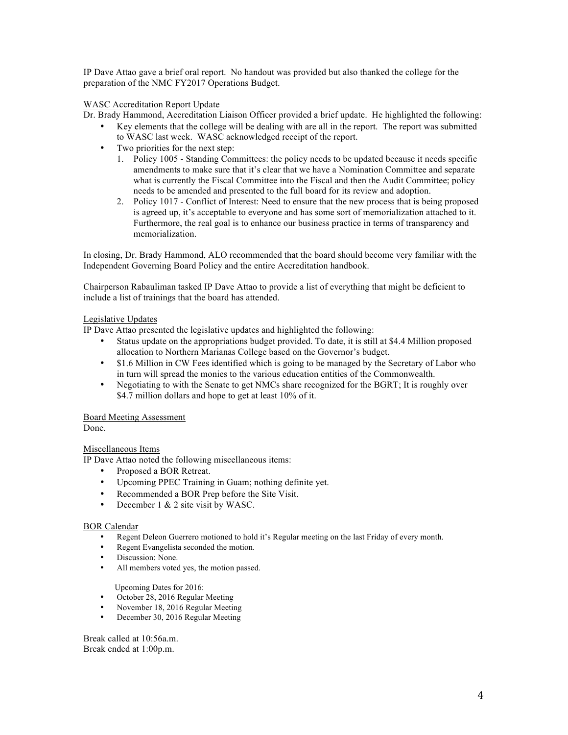IP Dave Attao gave a brief oral report. No handout was provided but also thanked the college for the preparation of the NMC FY2017 Operations Budget.

WASC Accreditation Report Update

Dr. Brady Hammond, Accreditation Liaison Officer provided a brief update. He highlighted the following:

- Key elements that the college will be dealing with are all in the report. The report was submitted to WASC last week. WASC acknowledged receipt of the report.
- Two priorities for the next step:
  1. Policy 1005 - Standing Committees: the policy needs to be updated because it needs specific amendments to make sure that it's clear that we have a Nomination Committee and separate what is currently the Fiscal Committee into the Fiscal and then the Audit Committee; policy needs to be amended and presented to the full board for its review and adoption.
  2. Policy 1017 - Conflict of Interest: Need to ensure that the new process that is being proposed is agreed up, it's acceptable to everyone and has some sort of memorialization attached to it. Furthermore, the real goal is to enhance our business practice in terms of transparency and memorialization.

In closing, Dr. Brady Hammond, ALO recommended that the board should become very familiar with the Independent Governing Board Policy and the entire Accreditation handbook.

Chairperson Rabauliman tasked IP Dave Attao to provide a list of everything that might be deficient to include a list of trainings that the board has attended.

Legislative Updates

IP Dave Attao presented the legislative updates and highlighted the following:

- Status update on the appropriations budget provided. To date, it is still at $4.4 Million proposed allocation to Northern Marianas College based on the Governor's budget.
- $1.6 Million in CW Fees identified which is going to be managed by the Secretary of Labor who in turn will spread the monies to the various education entities of the Commonwealth.
- Negotiating to with the Senate to get NMCs share recognized for the BGRT; It is roughly over $4.7 million dollars and hope to get at least 10% of it.

Board Meeting Assessment

Done.

Miscellaneous Items

IP Dave Attao noted the following miscellaneous items:

- Proposed a BOR Retreat.
- Upcoming PPEC Training in Guam; nothing definite yet.
- Recommended a BOR Prep before the Site Visit.
- December 1 & 2 site visit by WASC.

BOR Calendar

- Regent Deleon Guerrero motioned to hold it's Regular meeting on the last Friday of every month.
- Regent Evangelista seconded the motion.
- Discussion: None.
- All members voted yes, the motion passed.

Upcoming Dates for 2016:

- October 28, 2016 Regular Meeting
- November 18, 2016 Regular Meeting
- December 30, 2016 Regular Meeting

Break called at 10:56a.m.
Break ended at 1:00p.m.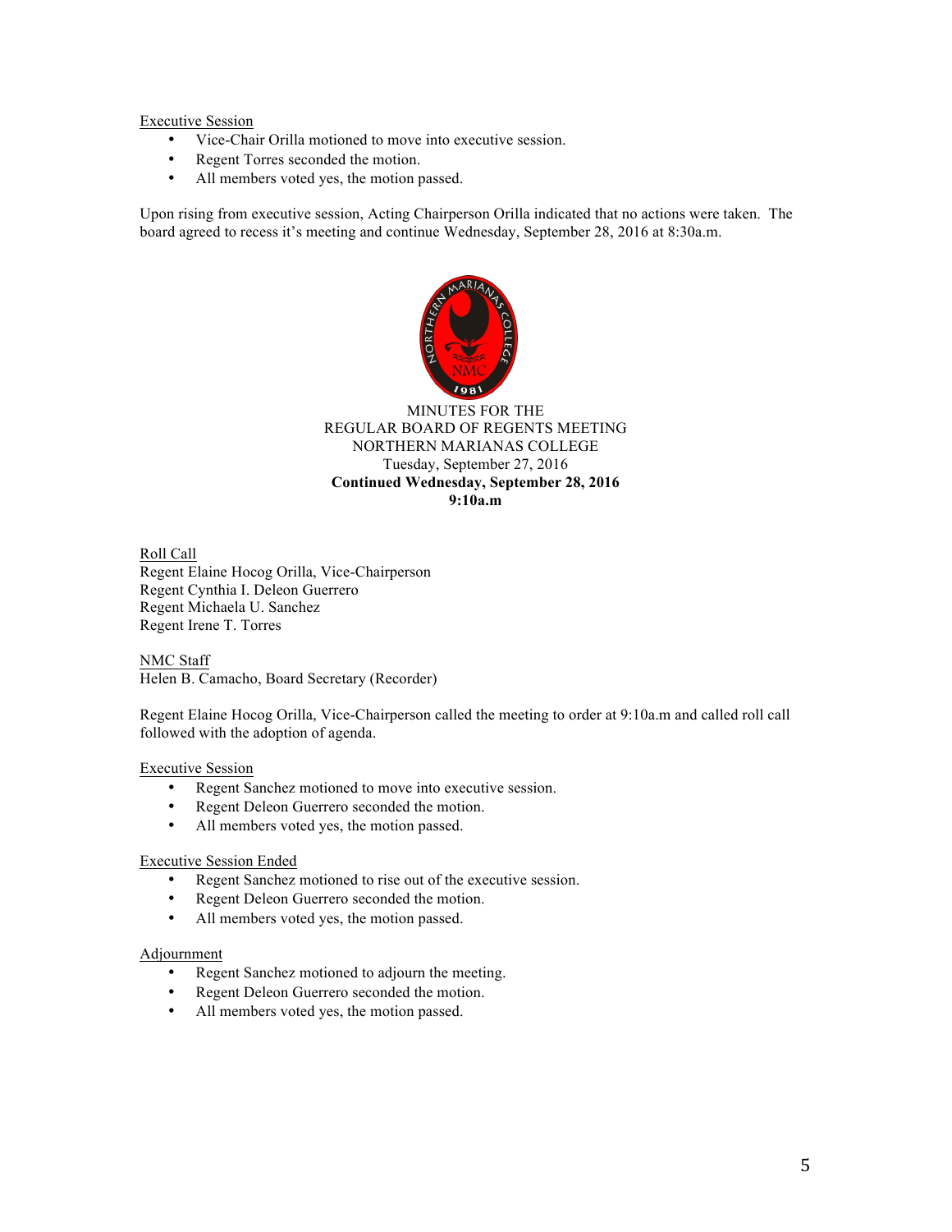Executive Session

- Vice-Chair Orilla motioned to move into executive session.
- Regent Torres seconded the motion.
- All members voted yes, the motion passed.

Upon rising from executive session, Acting Chairperson Orilla indicated that no actions were taken. The board agreed to recess it's meeting and continue Wednesday, September 28, 2016 at 8:30a.m.

MINUTES FOR THE
REGULAR BOARD OF REGENTS MEETING
NORTHERN MARIANAS COLLEGE
Tuesday, September 27, 2016
**Continued Wednesday, September 28, 2016**
**9:10a.m**

Roll Call
Regent Elaine Hocog Orilla, Vice-Chairperson
Regent Cynthia I. Deleon Guerrero
Regent Michaela U. Sanchez
Regent Irene T. Torres

NMC Staff
Helen B. Camacho, Board Secretary (Recorder)

Regent Elaine Hocog Orilla, Vice-Chairperson called the meeting to order at 9:10a.m and called roll call followed with the adoption of agenda.

Executive Session

- Regent Sanchez motioned to move into executive session.
- Regent Deleon Guerrero seconded the motion.
- All members voted yes, the motion passed.

Executive Session Ended

- Regent Sanchez motioned to rise out of the executive session.
- Regent Deleon Guerrero seconded the motion.
- All members voted yes, the motion passed.

Adjournment

- Regent Sanchez motioned to adjourn the meeting.
- Regent Deleon Guerrero seconded the motion.
- All members voted yes, the motion passed.